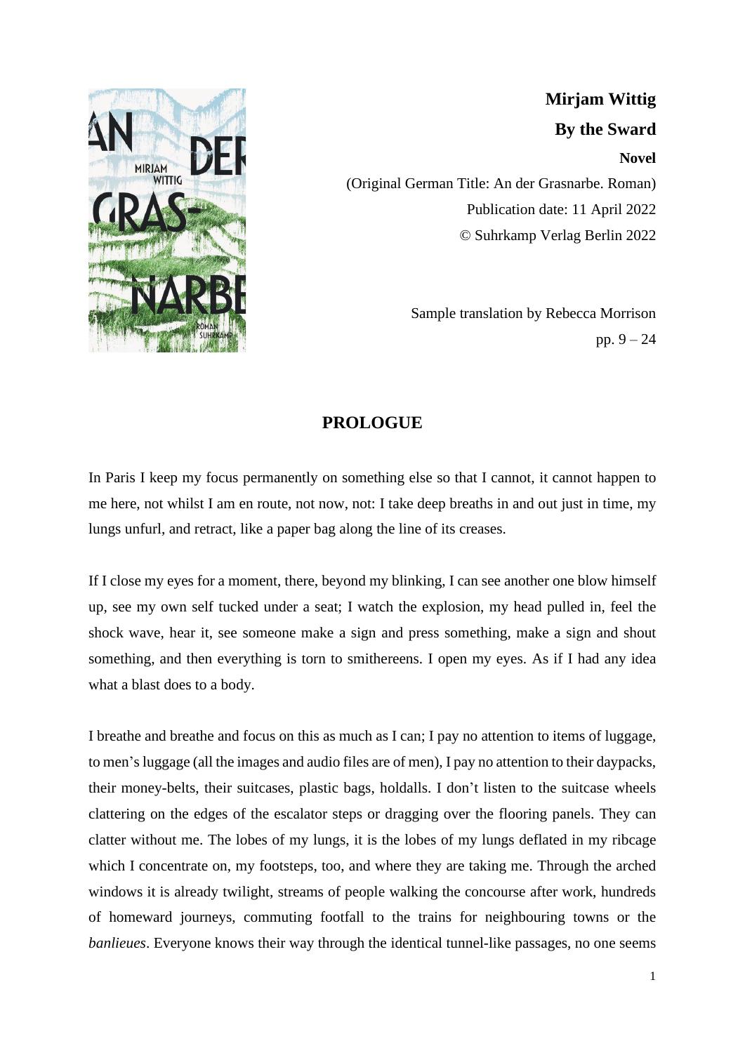**Mirjam Wittig**

**By the Sward**

**Novel**

(Original German Title: An der Grasnarbe. Roman)

Publication date: 11 April 2022

© Suhrkamp Verlag Berlin 2022

Sample translation by Rebecca Morrison

pp. 9 – 24

## PROLOGUE

In Paris I keep my focus permanently on something else so that I cannot, it cannot happen to me here, not whilst I am en route, not now, not: I take deep breaths in and out just in time, my lungs unfurl, and retract, like a paper bag along the line of its creases.

If I close my eyes for a moment, there, beyond my blinking, I can see another one blow himself up, see my own self tucked under a seat; I watch the explosion, my head pulled in, feel the shock wave, hear it, see someone make a sign and press something, make a sign and shout something, and then everything is torn to smithereens. I open my eyes. As if I had any idea what a blast does to a body.

I breathe and breathe and focus on this as much as I can; I pay no attention to items of luggage, to men's luggage (all the images and audio files are of men), I pay no attention to their daypacks, their money-belts, their suitcases, plastic bags, holdalls. I don't listen to the suitcase wheels clattering on the edges of the escalator steps or dragging over the flooring panels. They can clatter without me. The lobes of my lungs, it is the lobes of my lungs deflated in my ribcage which I concentrate on, my footsteps, too, and where they are taking me. Through the arched windows it is already twilight, streams of people walking the concourse after work, hundreds of homeward journeys, commuting footfall to the trains for neighbouring towns or the *banlieues*. Everyone knows their way through the identical tunnel-like passages, no one seems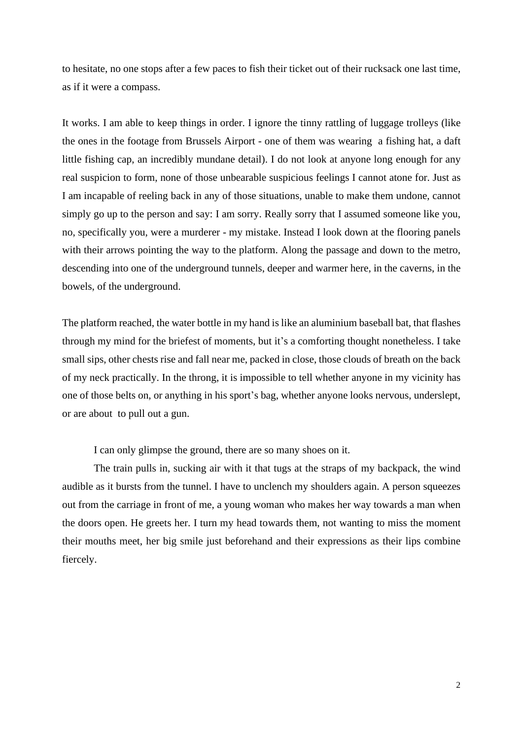to hesitate, no one stops after a few paces to fish their ticket out of their rucksack one last time, as if it were a compass.

It works. I am able to keep things in order. I ignore the tinny rattling of luggage trolleys (like the ones in the footage from Brussels Airport - one of them was wearing  a fishing hat, a daft little fishing cap, an incredibly mundane detail). I do not look at anyone long enough for any real suspicion to form, none of those unbearable suspicious feelings I cannot atone for. Just as I am incapable of reeling back in any of those situations, unable to make them undone, cannot simply go up to the person and say: I am sorry. Really sorry that I assumed someone like you, no, specifically you, were a murderer - my mistake. Instead I look down at the flooring panels with their arrows pointing the way to the platform. Along the passage and down to the metro, descending into one of the underground tunnels, deeper and warmer here, in the caverns, in the bowels, of the underground.

The platform reached, the water bottle in my hand is like an aluminium baseball bat, that flashes through my mind for the briefest of moments, but it's a comforting thought nonetheless. I take small sips, other chests rise and fall near me, packed in close, those clouds of breath on the back of my neck practically. In the throng, it is impossible to tell whether anyone in my vicinity has one of those belts on, or anything in his sport's bag, whether anyone looks nervous, underslept, or are about  to pull out a gun.

I can only glimpse the ground, there are so many shoes on it.

The train pulls in, sucking air with it that tugs at the straps of my backpack, the wind audible as it bursts from the tunnel. I have to unclench my shoulders again. A person squeezes out from the carriage in front of me, a young woman who makes her way towards a man when the doors open. He greets her. I turn my head towards them, not wanting to miss the moment their mouths meet, her big smile just beforehand and their expressions as their lips combine fiercely.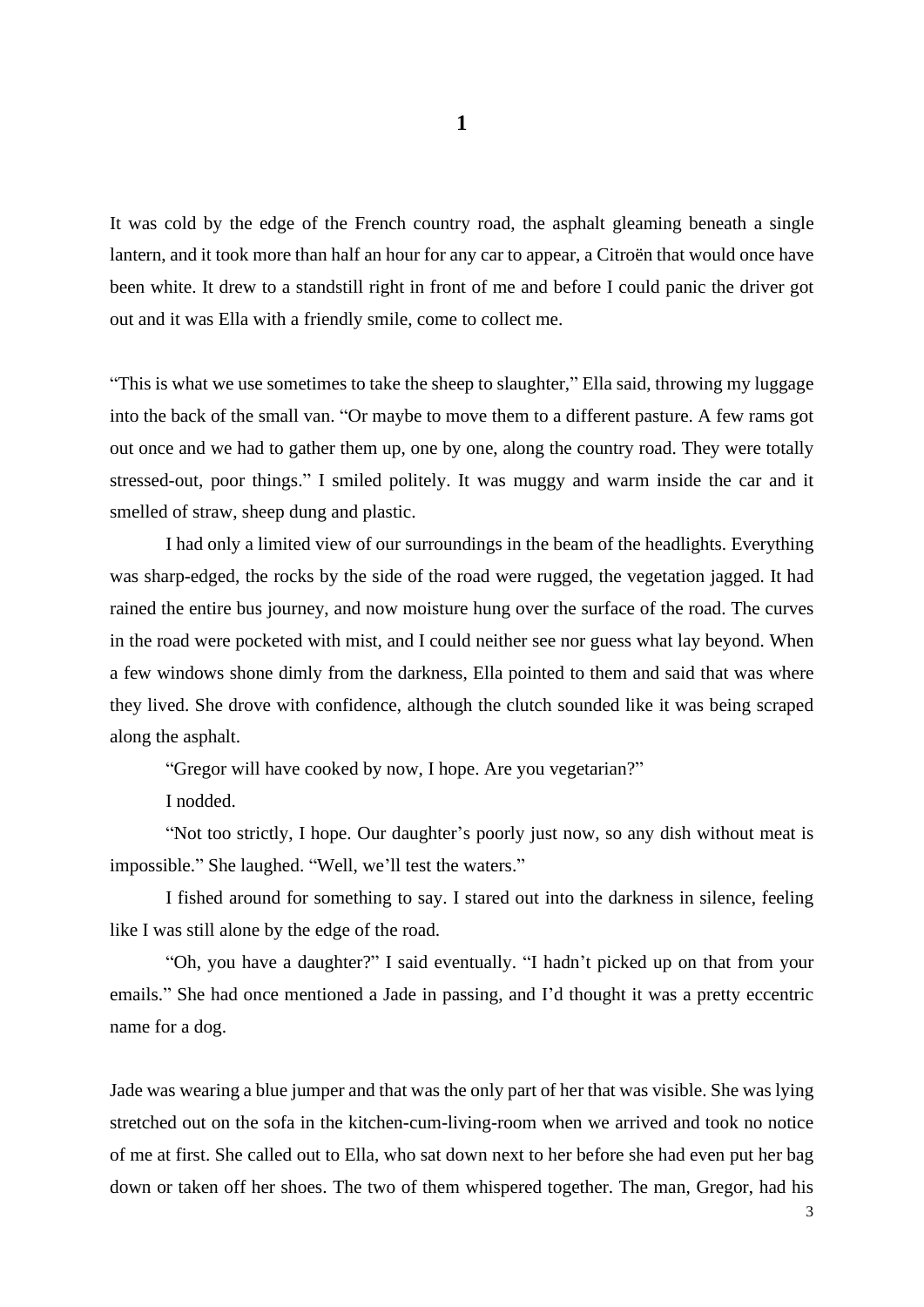# 1

It was cold by the edge of the French country road, the asphalt gleaming beneath a single lantern, and it took more than half an hour for any car to appear, a Citroën that would once have been white. It drew to a standstill right in front of me and before I could panic the driver got out and it was Ella with a friendly smile, come to collect me.

"This is what we use sometimes to take the sheep to slaughter," Ella said, throwing my luggage into the back of the small van. "Or maybe to move them to a different pasture. A few rams got out once and we had to gather them up, one by one, along the country road. They were totally stressed-out, poor things." I smiled politely. It was muggy and warm inside the car and it smelled of straw, sheep dung and plastic.

I had only a limited view of our surroundings in the beam of the headlights. Everything was sharp-edged, the rocks by the side of the road were rugged, the vegetation jagged. It had rained the entire bus journey, and now moisture hung over the surface of the road. The curves in the road were pocketed with mist, and I could neither see nor guess what lay beyond. When a few windows shone dimly from the darkness, Ella pointed to them and said that was where they lived. She drove with confidence, although the clutch sounded like it was being scraped along the asphalt.

"Gregor will have cooked by now, I hope. Are you vegetarian?"

I nodded.

"Not too strictly, I hope. Our daughter's poorly just now, so any dish without meat is impossible." She laughed. "Well, we'll test the waters."

I fished around for something to say. I stared out into the darkness in silence, feeling like I was still alone by the edge of the road.

"Oh, you have a daughter?" I said eventually. "I hadn't picked up on that from your emails." She had once mentioned a Jade in passing, and I'd thought it was a pretty eccentric name for a dog.

Jade was wearing a blue jumper and that was the only part of her that was visible. She was lying stretched out on the sofa in the kitchen-cum-living-room when we arrived and took no notice of me at first. She called out to Ella, who sat down next to her before she had even put her bag down or taken off her shoes. The two of them whispered together. The man, Gregor, had his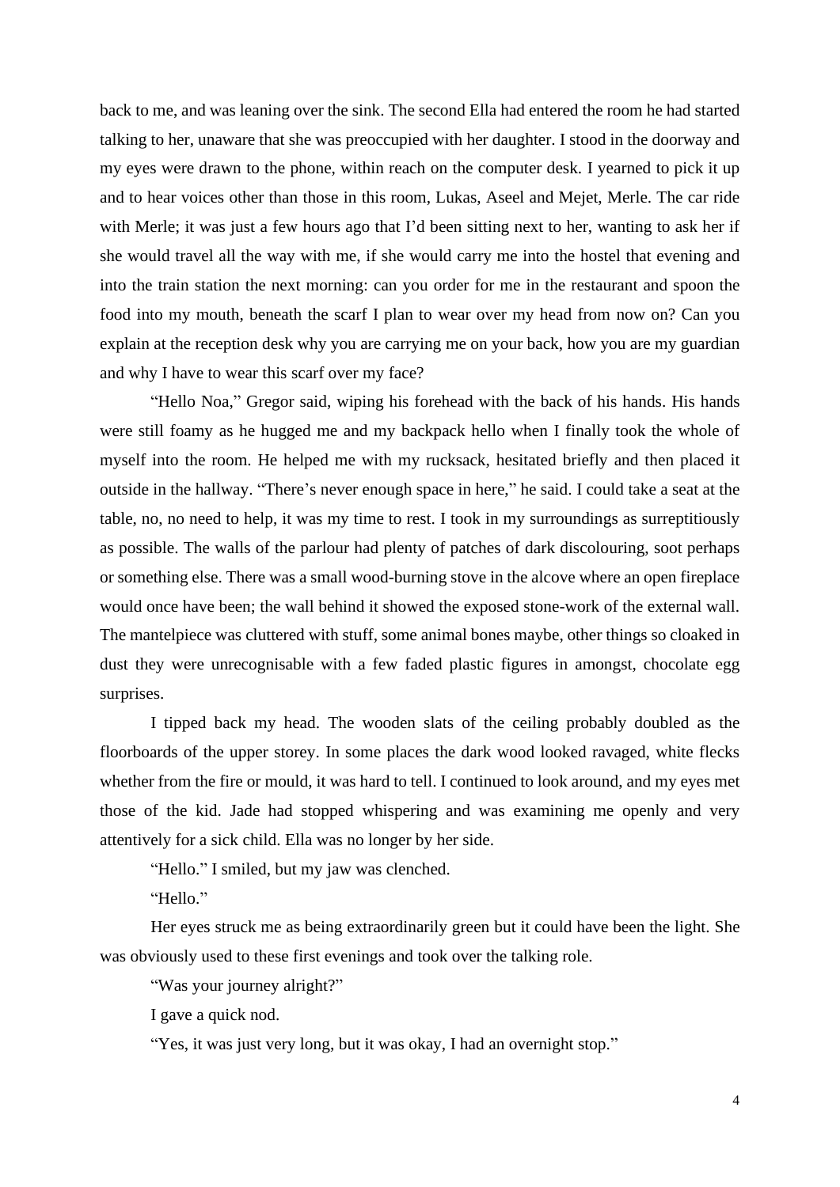back to me, and was leaning over the sink. The second Ella had entered the room he had started talking to her, unaware that she was preoccupied with her daughter. I stood in the doorway and my eyes were drawn to the phone, within reach on the computer desk. I yearned to pick it up and to hear voices other than those in this room, Lukas, Aseel and Mejet, Merle. The car ride with Merle; it was just a few hours ago that I'd been sitting next to her, wanting to ask her if she would travel all the way with me, if she would carry me into the hostel that evening and into the train station the next morning: can you order for me in the restaurant and spoon the food into my mouth, beneath the scarf I plan to wear over my head from now on? Can you explain at the reception desk why you are carrying me on your back, how you are my guardian and why I have to wear this scarf over my face?

"Hello Noa," Gregor said, wiping his forehead with the back of his hands. His hands were still foamy as he hugged me and my backpack hello when I finally took the whole of myself into the room. He helped me with my rucksack, hesitated briefly and then placed it outside in the hallway. "There's never enough space in here," he said. I could take a seat at the table, no, no need to help, it was my time to rest. I took in my surroundings as surreptitiously as possible. The walls of the parlour had plenty of patches of dark discolouring, soot perhaps or something else. There was a small wood-burning stove in the alcove where an open fireplace would once have been; the wall behind it showed the exposed stone-work of the external wall. The mantelpiece was cluttered with stuff, some animal bones maybe, other things so cloaked in dust they were unrecognisable with a few faded plastic figures in amongst, chocolate egg surprises.

I tipped back my head. The wooden slats of the ceiling probably doubled as the floorboards of the upper storey. In some places the dark wood looked ravaged, white flecks whether from the fire or mould, it was hard to tell. I continued to look around, and my eyes met those of the kid. Jade had stopped whispering and was examining me openly and very attentively for a sick child. Ella was no longer by her side.

"Hello." I smiled, but my jaw was clenched.

"Hello."

Her eyes struck me as being extraordinarily green but it could have been the light. She was obviously used to these first evenings and took over the talking role.

"Was your journey alright?"

I gave a quick nod.

"Yes, it was just very long, but it was okay, I had an overnight stop."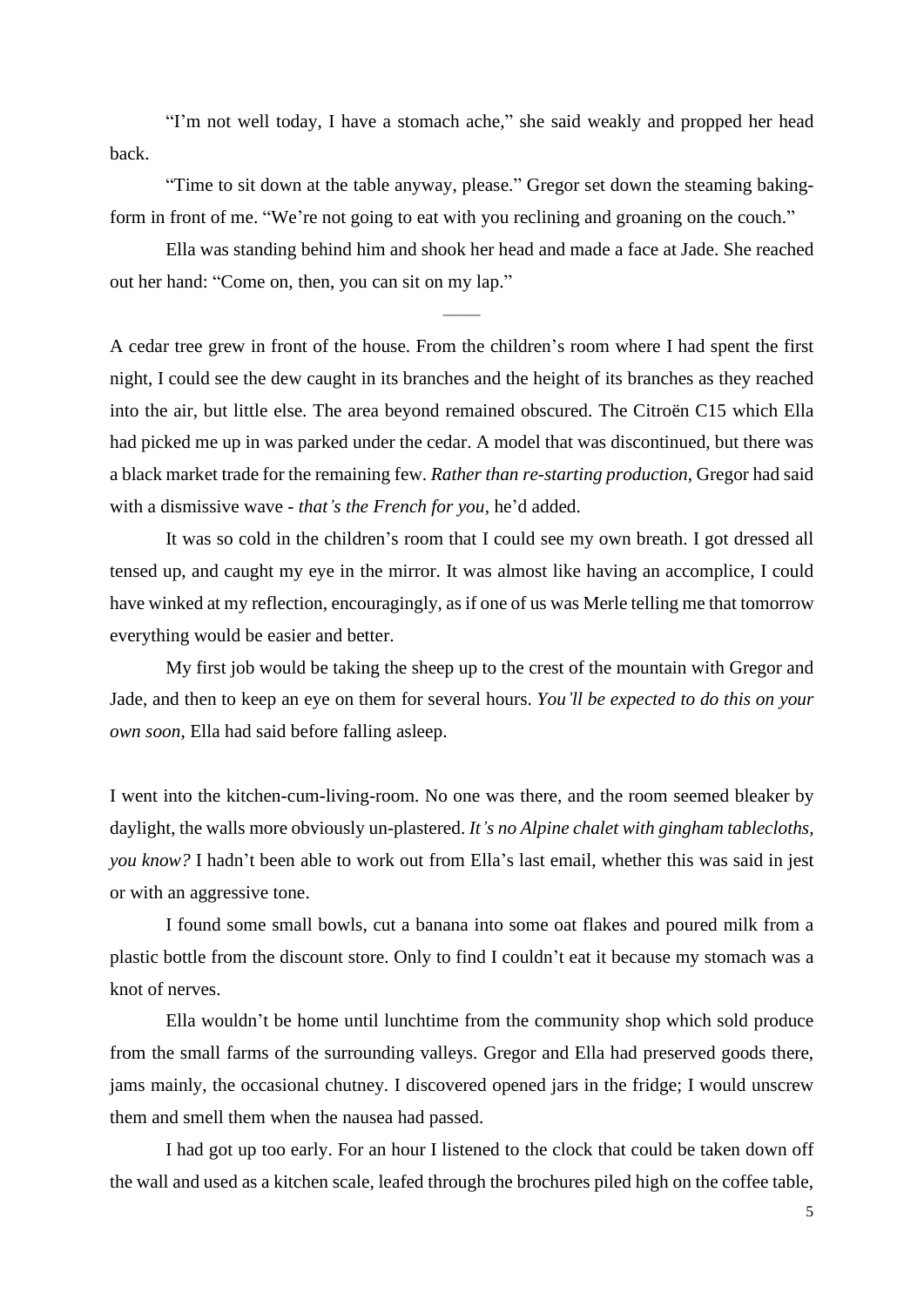"I'm not well today, I have a stomach ache," she said weakly and propped her head back.

"Time to sit down at the table anyway, please." Gregor set down the steaming baking-form in front of me. "We're not going to eat with you reclining and groaning on the couch."

Ella was standing behind him and shook her head and made a face at Jade. She reached out her hand: "Come on, then, you can sit on my lap."

——

A cedar tree grew in front of the house. From the children's room where I had spent the first night, I could see the dew caught in its branches and the height of its branches as they reached into the air, but little else. The area beyond remained obscured. The Citroën C15 which Ella had picked me up in was parked under the cedar. A model that was discontinued, but there was a black market trade for the remaining few. *Rather than re-starting production*, Gregor had said with a dismissive wave - *that's the French for you*, he'd added.

It was so cold in the children's room that I could see my own breath. I got dressed all tensed up, and caught my eye in the mirror. It was almost like having an accomplice, I could have winked at my reflection, encouragingly, as if one of us was Merle telling me that tomorrow everything would be easier and better.

My first job would be taking the sheep up to the crest of the mountain with Gregor and Jade, and then to keep an eye on them for several hours. *You'll be expected to do this on your own soon*, Ella had said before falling asleep.

I went into the kitchen-cum-living-room. No one was there, and the room seemed bleaker by daylight, the walls more obviously un-plastered. *It's no Alpine chalet with gingham tablecloths, you know?* I hadn't been able to work out from Ella's last email, whether this was said in jest or with an aggressive tone.

I found some small bowls, cut a banana into some oat flakes and poured milk from a plastic bottle from the discount store. Only to find I couldn't eat it because my stomach was a knot of nerves.

Ella wouldn't be home until lunchtime from the community shop which sold produce from the small farms of the surrounding valleys. Gregor and Ella had preserved goods there, jams mainly, the occasional chutney. I discovered opened jars in the fridge; I would unscrew them and smell them when the nausea had passed.

I had got up too early. For an hour I listened to the clock that could be taken down off the wall and used as a kitchen scale, leafed through the brochures piled high on the coffee table,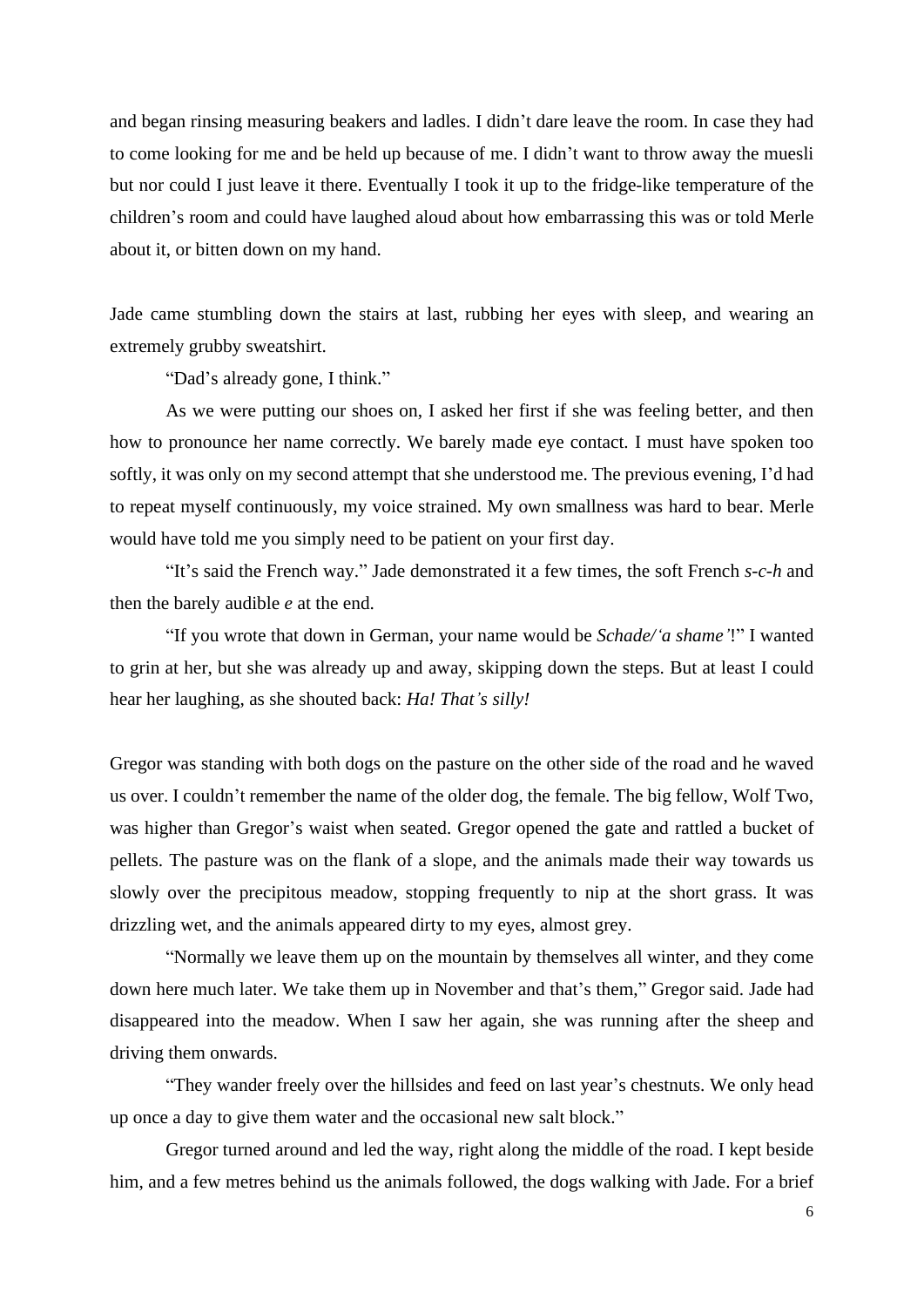and began rinsing measuring beakers and ladles. I didn't dare leave the room. In case they had to come looking for me and be held up because of me. I didn't want to throw away the muesli but nor could I just leave it there. Eventually I took it up to the fridge-like temperature of the children's room and could have laughed aloud about how embarrassing this was or told Merle about it, or bitten down on my hand.

Jade came stumbling down the stairs at last, rubbing her eyes with sleep, and wearing an extremely grubby sweatshirt.

"Dad's already gone, I think."

As we were putting our shoes on, I asked her first if she was feeling better, and then how to pronounce her name correctly. We barely made eye contact. I must have spoken too softly, it was only on my second attempt that she understood me. The previous evening, I'd had to repeat myself continuously, my voice strained. My own smallness was hard to bear. Merle would have told me you simply need to be patient on your first day.

"It's said the French way." Jade demonstrated it a few times, the soft French *s-c-h* and then the barely audible *e* at the end.

"If you wrote that down in German, your name would be *Schade/'a shame'*!" I wanted to grin at her, but she was already up and away, skipping down the steps. But at least I could hear her laughing, as she shouted back: *Ha! That's silly!*

Gregor was standing with both dogs on the pasture on the other side of the road and he waved us over. I couldn't remember the name of the older dog, the female. The big fellow, Wolf Two, was higher than Gregor's waist when seated. Gregor opened the gate and rattled a bucket of pellets. The pasture was on the flank of a slope, and the animals made their way towards us slowly over the precipitous meadow, stopping frequently to nip at the short grass. It was drizzling wet, and the animals appeared dirty to my eyes, almost grey.

"Normally we leave them up on the mountain by themselves all winter, and they come down here much later. We take them up in November and that's them," Gregor said. Jade had disappeared into the meadow. When I saw her again, she was running after the sheep and driving them onwards.

"They wander freely over the hillsides and feed on last year's chestnuts. We only head up once a day to give them water and the occasional new salt block."

Gregor turned around and led the way, right along the middle of the road. I kept beside him, and a few metres behind us the animals followed, the dogs walking with Jade. For a brief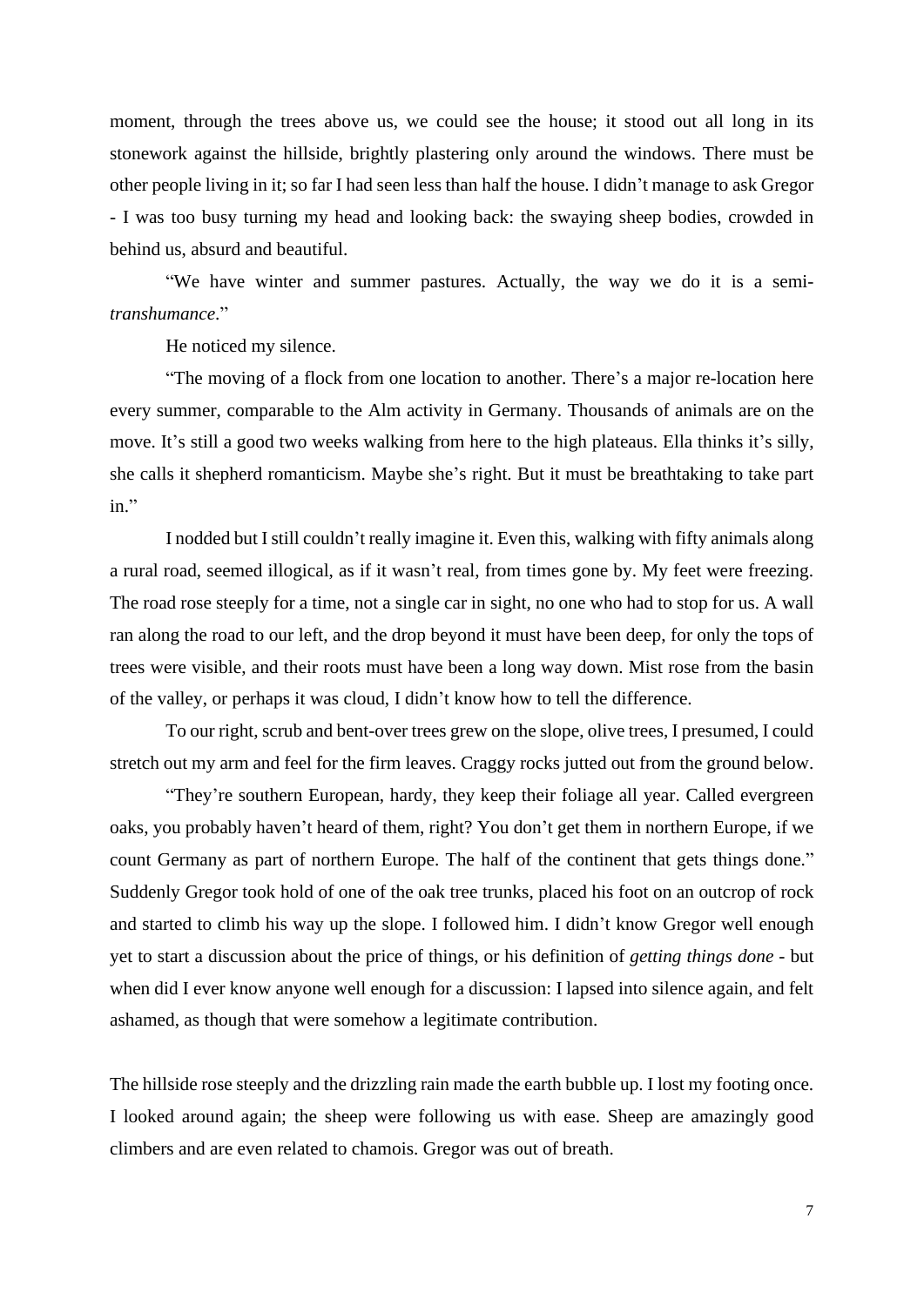moment, through the trees above us, we could see the house; it stood out all long in its stonework against the hillside, brightly plastering only around the windows. There must be other people living in it; so far I had seen less than half the house. I didn't manage to ask Gregor - I was too busy turning my head and looking back: the swaying sheep bodies, crowded in behind us, absurd and beautiful.

"We have winter and summer pastures. Actually, the way we do it is a semi-*transhumance*."

He noticed my silence.

"The moving of a flock from one location to another. There's a major re-location here every summer, comparable to the Alm activity in Germany. Thousands of animals are on the move. It's still a good two weeks walking from here to the high plateaus. Ella thinks it's silly, she calls it shepherd romanticism. Maybe she's right. But it must be breathtaking to take part in."

I nodded but I still couldn't really imagine it. Even this, walking with fifty animals along a rural road, seemed illogical, as if it wasn't real, from times gone by. My feet were freezing. The road rose steeply for a time, not a single car in sight, no one who had to stop for us. A wall ran along the road to our left, and the drop beyond it must have been deep, for only the tops of trees were visible, and their roots must have been a long way down. Mist rose from the basin of the valley, or perhaps it was cloud, I didn't know how to tell the difference.

To our right, scrub and bent-over trees grew on the slope, olive trees, I presumed, I could stretch out my arm and feel for the firm leaves. Craggy rocks jutted out from the ground below.

"They're southern European, hardy, they keep their foliage all year. Called evergreen oaks, you probably haven't heard of them, right? You don't get them in northern Europe, if we count Germany as part of northern Europe. The half of the continent that gets things done." Suddenly Gregor took hold of one of the oak tree trunks, placed his foot on an outcrop of rock and started to climb his way up the slope. I followed him. I didn't know Gregor well enough yet to start a discussion about the price of things, or his definition of *getting things done* - but when did I ever know anyone well enough for a discussion: I lapsed into silence again, and felt ashamed, as though that were somehow a legitimate contribution.

The hillside rose steeply and the drizzling rain made the earth bubble up. I lost my footing once. I looked around again; the sheep were following us with ease. Sheep are amazingly good climbers and are even related to chamois. Gregor was out of breath.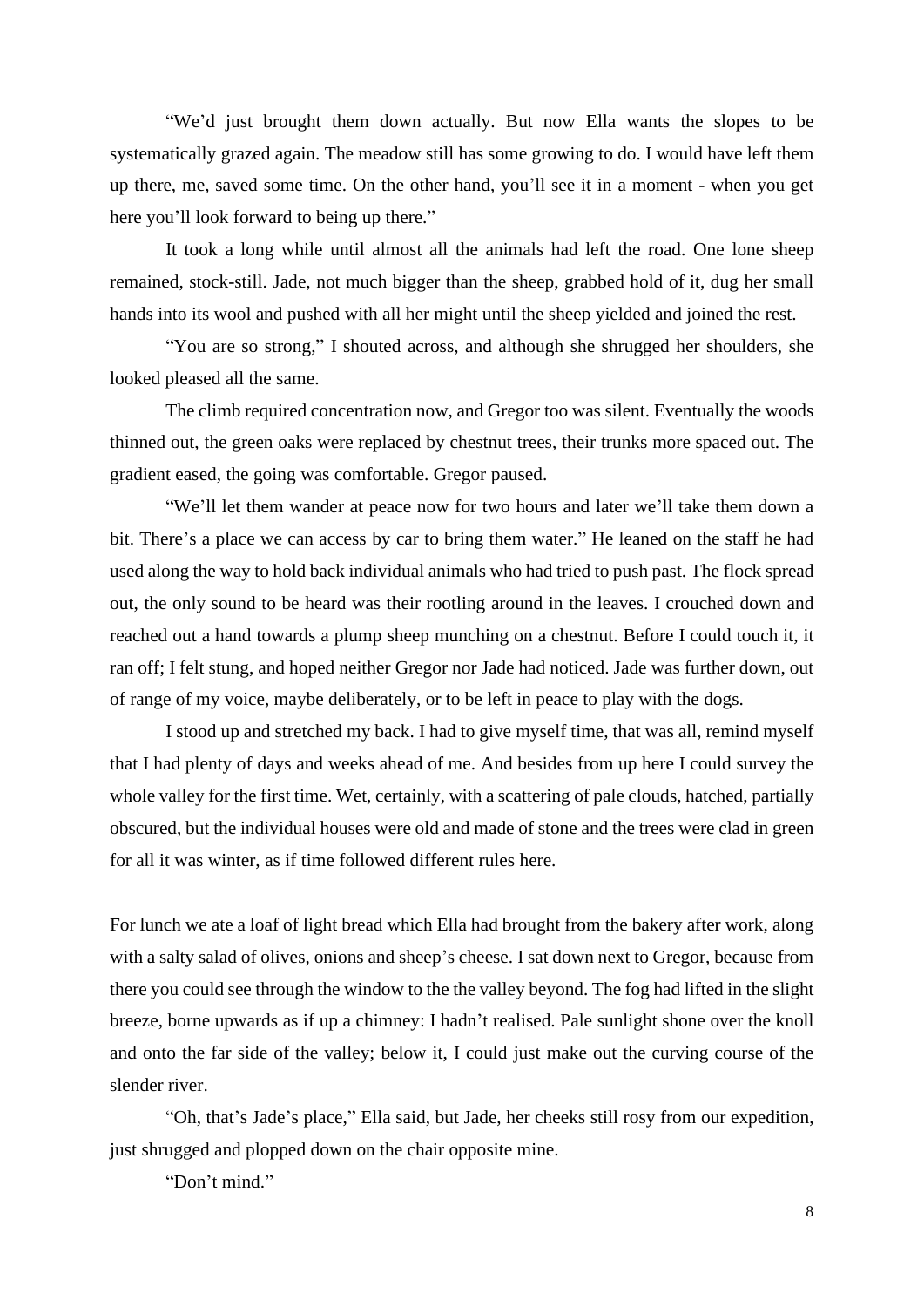"We'd just brought them down actually. But now Ella wants the slopes to be systematically grazed again. The meadow still has some growing to do. I would have left them up there, me, saved some time. On the other hand, you'll see it in a moment - when you get here you'll look forward to being up there."

It took a long while until almost all the animals had left the road. One lone sheep remained, stock-still. Jade, not much bigger than the sheep, grabbed hold of it, dug her small hands into its wool and pushed with all her might until the sheep yielded and joined the rest.

"You are so strong," I shouted across, and although she shrugged her shoulders, she looked pleased all the same.

The climb required concentration now, and Gregor too was silent. Eventually the woods thinned out, the green oaks were replaced by chestnut trees, their trunks more spaced out. The gradient eased, the going was comfortable. Gregor paused.

"We'll let them wander at peace now for two hours and later we'll take them down a bit. There's a place we can access by car to bring them water." He leaned on the staff he had used along the way to hold back individual animals who had tried to push past. The flock spread out, the only sound to be heard was their rootling around in the leaves. I crouched down and reached out a hand towards a plump sheep munching on a chestnut. Before I could touch it, it ran off; I felt stung, and hoped neither Gregor nor Jade had noticed. Jade was further down, out of range of my voice, maybe deliberately, or to be left in peace to play with the dogs.

I stood up and stretched my back. I had to give myself time, that was all, remind myself that I had plenty of days and weeks ahead of me. And besides from up here I could survey the whole valley for the first time. Wet, certainly, with a scattering of pale clouds, hatched, partially obscured, but the individual houses were old and made of stone and the trees were clad in green for all it was winter, as if time followed different rules here.

For lunch we ate a loaf of light bread which Ella had brought from the bakery after work, along with a salty salad of olives, onions and sheep's cheese. I sat down next to Gregor, because from there you could see through the window to the the valley beyond. The fog had lifted in the slight breeze, borne upwards as if up a chimney: I hadn't realised. Pale sunlight shone over the knoll and onto the far side of the valley; below it, I could just make out the curving course of the slender river.

"Oh, that's Jade's place," Ella said, but Jade, her cheeks still rosy from our expedition, just shrugged and plopped down on the chair opposite mine.

"Don't mind."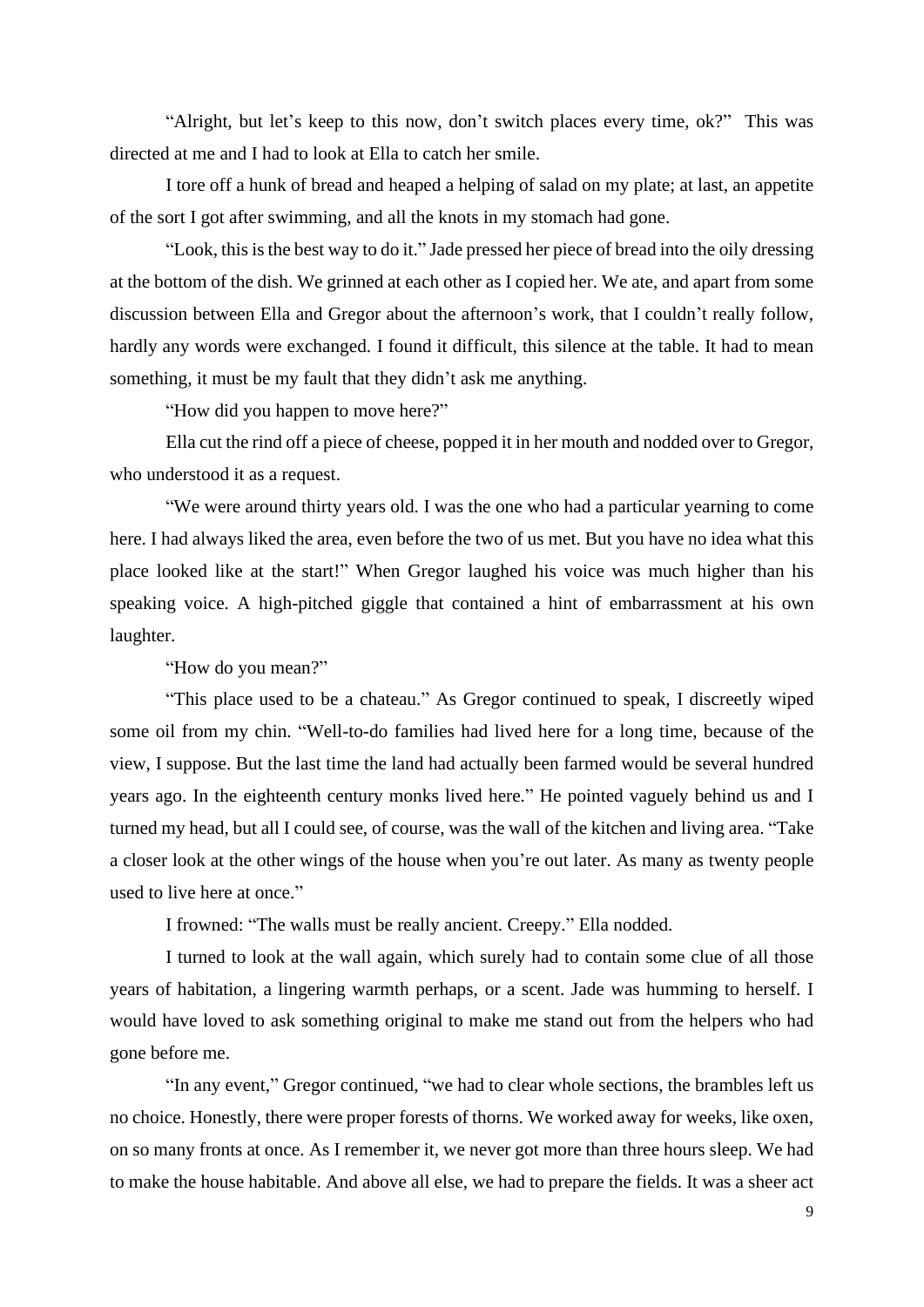"Alright, but let's keep to this now, don't switch places every time, ok?" This was directed at me and I had to look at Ella to catch her smile.

I tore off a hunk of bread and heaped a helping of salad on my plate; at last, an appetite of the sort I got after swimming, and all the knots in my stomach had gone.

"Look, this is the best way to do it." Jade pressed her piece of bread into the oily dressing at the bottom of the dish. We grinned at each other as I copied her. We ate, and apart from some discussion between Ella and Gregor about the afternoon's work, that I couldn't really follow, hardly any words were exchanged. I found it difficult, this silence at the table. It had to mean something, it must be my fault that they didn't ask me anything.

"How did you happen to move here?"

Ella cut the rind off a piece of cheese, popped it in her mouth and nodded over to Gregor, who understood it as a request.

"We were around thirty years old. I was the one who had a particular yearning to come here. I had always liked the area, even before the two of us met. But you have no idea what this place looked like at the start!" When Gregor laughed his voice was much higher than his speaking voice. A high-pitched giggle that contained a hint of embarrassment at his own laughter.

"How do you mean?"

"This place used to be a chateau." As Gregor continued to speak, I discreetly wiped some oil from my chin. "Well-to-do families had lived here for a long time, because of the view, I suppose. But the last time the land had actually been farmed would be several hundred years ago. In the eighteenth century monks lived here." He pointed vaguely behind us and I turned my head, but all I could see, of course, was the wall of the kitchen and living area. "Take a closer look at the other wings of the house when you're out later. As many as twenty people used to live here at once."

I frowned: "The walls must be really ancient. Creepy." Ella nodded.

I turned to look at the wall again, which surely had to contain some clue of all those years of habitation, a lingering warmth perhaps, or a scent. Jade was humming to herself. I would have loved to ask something original to make me stand out from the helpers who had gone before me.

"In any event," Gregor continued, "we had to clear whole sections, the brambles left us no choice. Honestly, there were proper forests of thorns. We worked away for weeks, like oxen, on so many fronts at once. As I remember it, we never got more than three hours sleep. We had to make the house habitable. And above all else, we had to prepare the fields. It was a sheer act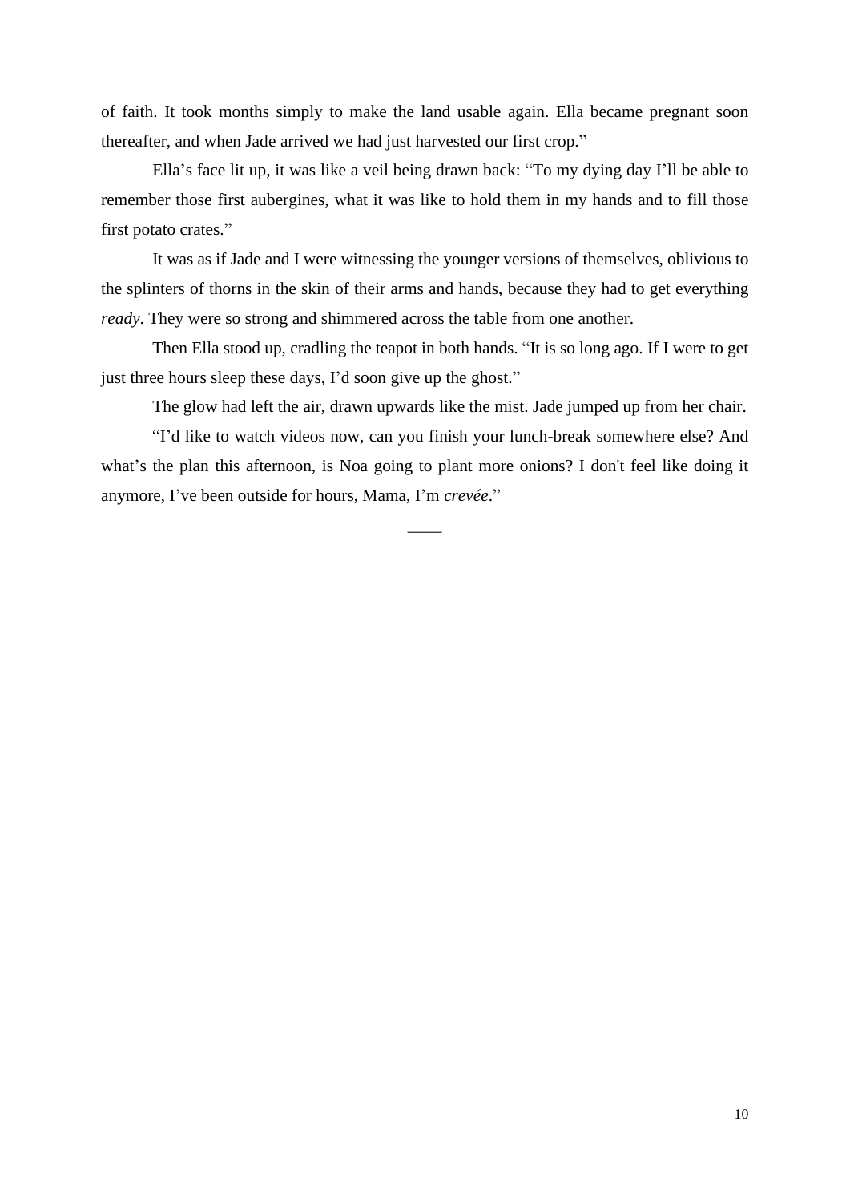of faith. It took months simply to make the land usable again. Ella became pregnant soon thereafter, and when Jade arrived we had just harvested our first crop."

Ella's face lit up, it was like a veil being drawn back: "To my dying day I'll be able to remember those first aubergines, what it was like to hold them in my hands and to fill those first potato crates."

It was as if Jade and I were witnessing the younger versions of themselves, oblivious to the splinters of thorns in the skin of their arms and hands, because they had to get everything *ready*. They were so strong and shimmered across the table from one another.

Then Ella stood up, cradling the teapot in both hands. "It is so long ago. If I were to get just three hours sleep these days, I'd soon give up the ghost."

The glow had left the air, drawn upwards like the mist. Jade jumped up from her chair.

"I'd like to watch videos now, can you finish your lunch-break somewhere else? And what's the plan this afternoon, is Noa going to plant more onions? I don't feel like doing it anymore, I've been outside for hours, Mama, I'm *crevée*."

——